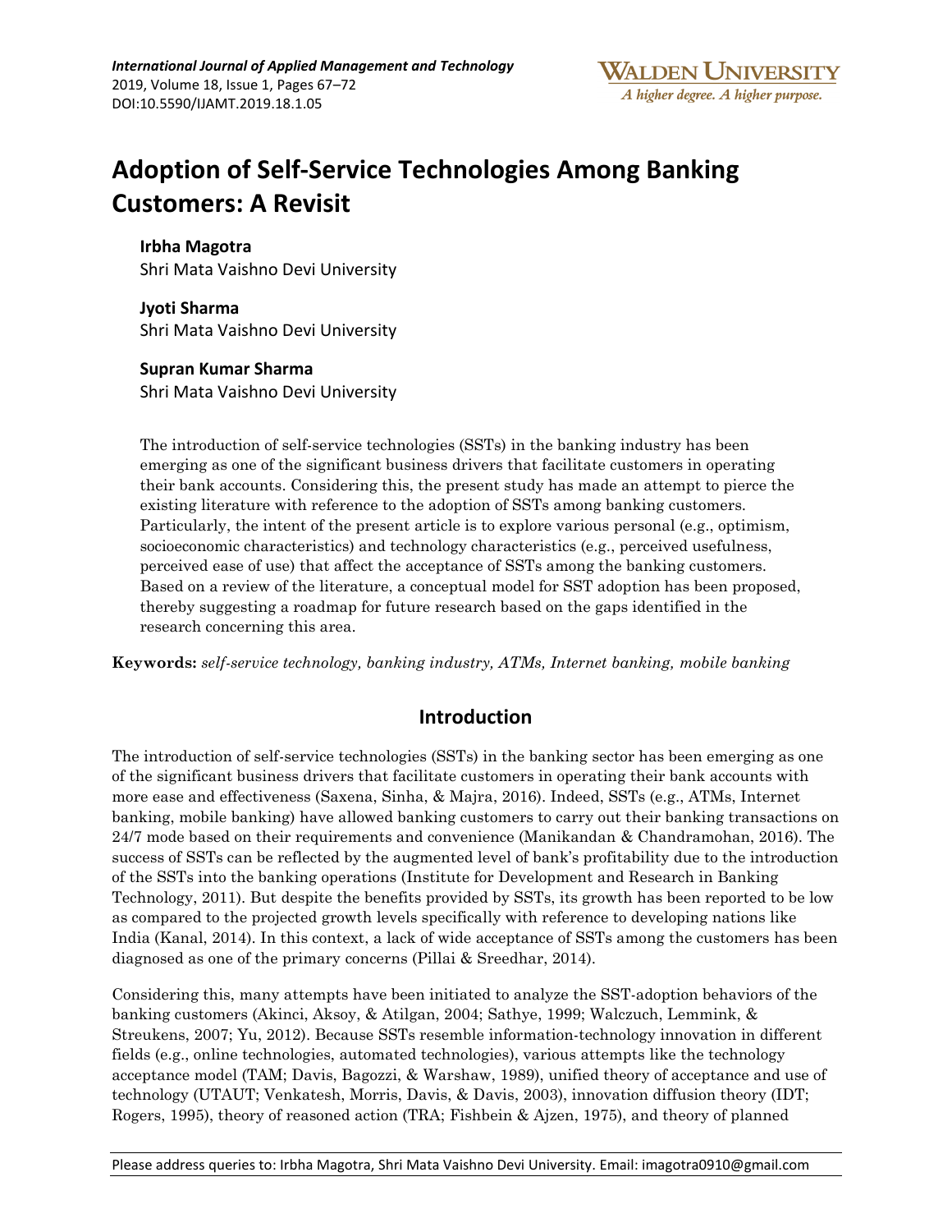# Adoption of Self-Service Technologies Among Banking Customers: A Revisit

**Irbha Magotra**
Shri Mata Vaishno Devi University

**Jyoti Sharma**
Shri Mata Vaishno Devi University

**Supran Kumar Sharma**
Shri Mata Vaishno Devi University

The introduction of self-service technologies (SSTs) in the banking industry has been emerging as one of the significant business drivers that facilitate customers in operating their bank accounts. Considering this, the present study has made an attempt to pierce the existing literature with reference to the adoption of SSTs among banking customers. Particularly, the intent of the present article is to explore various personal (e.g., optimism, socioeconomic characteristics) and technology characteristics (e.g., perceived usefulness, perceived ease of use) that affect the acceptance of SSTs among the banking customers. Based on a review of the literature, a conceptual model for SST adoption has been proposed, thereby suggesting a roadmap for future research based on the gaps identified in the research concerning this area.

**Keywords:** *self-service technology, banking industry, ATMs, Internet banking, mobile banking*

## Introduction

The introduction of self-service technologies (SSTs) in the banking sector has been emerging as one of the significant business drivers that facilitate customers in operating their bank accounts with more ease and effectiveness (Saxena, Sinha, & Majra, 2016). Indeed, SSTs (e.g., ATMs, Internet banking, mobile banking) have allowed banking customers to carry out their banking transactions on 24/7 mode based on their requirements and convenience (Manikandan & Chandramohan, 2016). The success of SSTs can be reflected by the augmented level of bank's profitability due to the introduction of the SSTs into the banking operations (Institute for Development and Research in Banking Technology, 2011). But despite the benefits provided by SSTs, its growth has been reported to be low as compared to the projected growth levels specifically with reference to developing nations like India (Kanal, 2014). In this context, a lack of wide acceptance of SSTs among the customers has been diagnosed as one of the primary concerns (Pillai & Sreedhar, 2014).

Considering this, many attempts have been initiated to analyze the SST-adoption behaviors of the banking customers (Akinci, Aksoy, & Atilgan, 2004; Sathye, 1999; Walczuch, Lemmink, & Streukens, 2007; Yu, 2012). Because SSTs resemble information-technology innovation in different fields (e.g., online technologies, automated technologies), various attempts like the technology acceptance model (TAM; Davis, Bagozzi, & Warshaw, 1989), unified theory of acceptance and use of technology (UTAUT; Venkatesh, Morris, Davis, & Davis, 2003), innovation diffusion theory (IDT; Rogers, 1995), theory of reasoned action (TRA; Fishbein & Ajzen, 1975), and theory of planned

Please address queries to: Irbha Magotra, Shri Mata Vaishno Devi University. Email: imagotra0910@gmail.com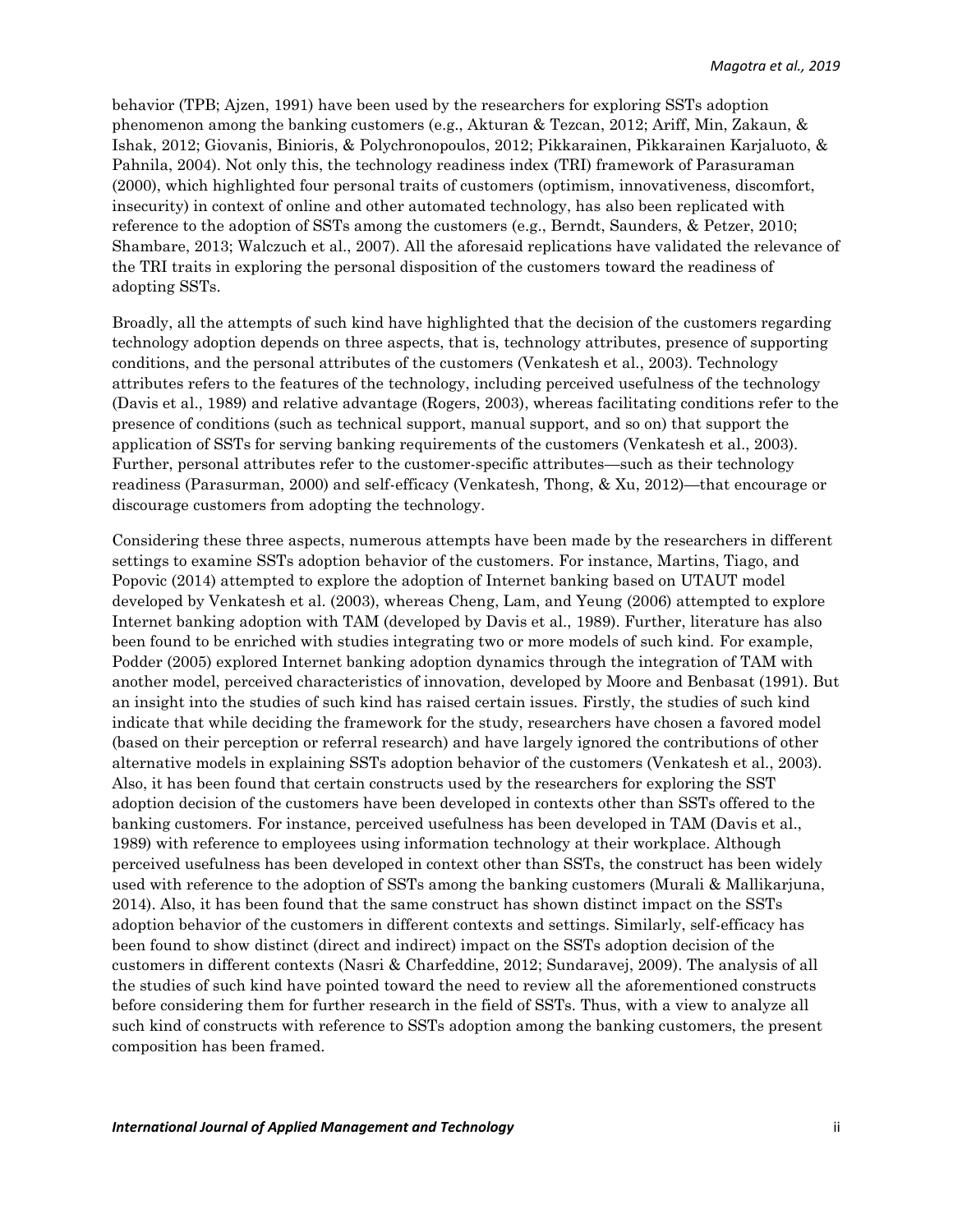behavior (TPB; Ajzen, 1991) have been used by the researchers for exploring SSTs adoption phenomenon among the banking customers (e.g., Akturan & Tezcan, 2012; Ariff, Min, Zakaun, & Ishak, 2012; Giovanis, Binioris, & Polychronopoulos, 2012; Pikkarainen, Pikkarainen Karjaluoto, & Pahnila, 2004). Not only this, the technology readiness index (TRI) framework of Parasuraman (2000), which highlighted four personal traits of customers (optimism, innovativeness, discomfort, insecurity) in context of online and other automated technology, has also been replicated with reference to the adoption of SSTs among the customers (e.g., Berndt, Saunders, & Petzer, 2010; Shambare, 2013; Walczuch et al., 2007). All the aforesaid replications have validated the relevance of the TRI traits in exploring the personal disposition of the customers toward the readiness of adopting SSTs.

Broadly, all the attempts of such kind have highlighted that the decision of the customers regarding technology adoption depends on three aspects, that is, technology attributes, presence of supporting conditions, and the personal attributes of the customers (Venkatesh et al., 2003). Technology attributes refers to the features of the technology, including perceived usefulness of the technology (Davis et al., 1989) and relative advantage (Rogers, 2003), whereas facilitating conditions refer to the presence of conditions (such as technical support, manual support, and so on) that support the application of SSTs for serving banking requirements of the customers (Venkatesh et al., 2003). Further, personal attributes refer to the customer-specific attributes—such as their technology readiness (Parasurman, 2000) and self-efficacy (Venkatesh, Thong, & Xu, 2012)—that encourage or discourage customers from adopting the technology.

Considering these three aspects, numerous attempts have been made by the researchers in different settings to examine SSTs adoption behavior of the customers. For instance, Martins, Tiago, and Popovic (2014) attempted to explore the adoption of Internet banking based on UTAUT model developed by Venkatesh et al. (2003), whereas Cheng, Lam, and Yeung (2006) attempted to explore Internet banking adoption with TAM (developed by Davis et al., 1989). Further, literature has also been found to be enriched with studies integrating two or more models of such kind. For example, Podder (2005) explored Internet banking adoption dynamics through the integration of TAM with another model, perceived characteristics of innovation, developed by Moore and Benbasat (1991). But an insight into the studies of such kind has raised certain issues. Firstly, the studies of such kind indicate that while deciding the framework for the study, researchers have chosen a favored model (based on their perception or referral research) and have largely ignored the contributions of other alternative models in explaining SSTs adoption behavior of the customers (Venkatesh et al., 2003). Also, it has been found that certain constructs used by the researchers for exploring the SST adoption decision of the customers have been developed in contexts other than SSTs offered to the banking customers. For instance, perceived usefulness has been developed in TAM (Davis et al., 1989) with reference to employees using information technology at their workplace. Although perceived usefulness has been developed in context other than SSTs, the construct has been widely used with reference to the adoption of SSTs among the banking customers (Murali & Mallikarjuna, 2014). Also, it has been found that the same construct has shown distinct impact on the SSTs adoption behavior of the customers in different contexts and settings. Similarly, self-efficacy has been found to show distinct (direct and indirect) impact on the SSTs adoption decision of the customers in different contexts (Nasri & Charfeddine, 2012; Sundaravej, 2009). The analysis of all the studies of such kind have pointed toward the need to review all the aforementioned constructs before considering them for further research in the field of SSTs. Thus, with a view to analyze all such kind of constructs with reference to SSTs adoption among the banking customers, the present composition has been framed.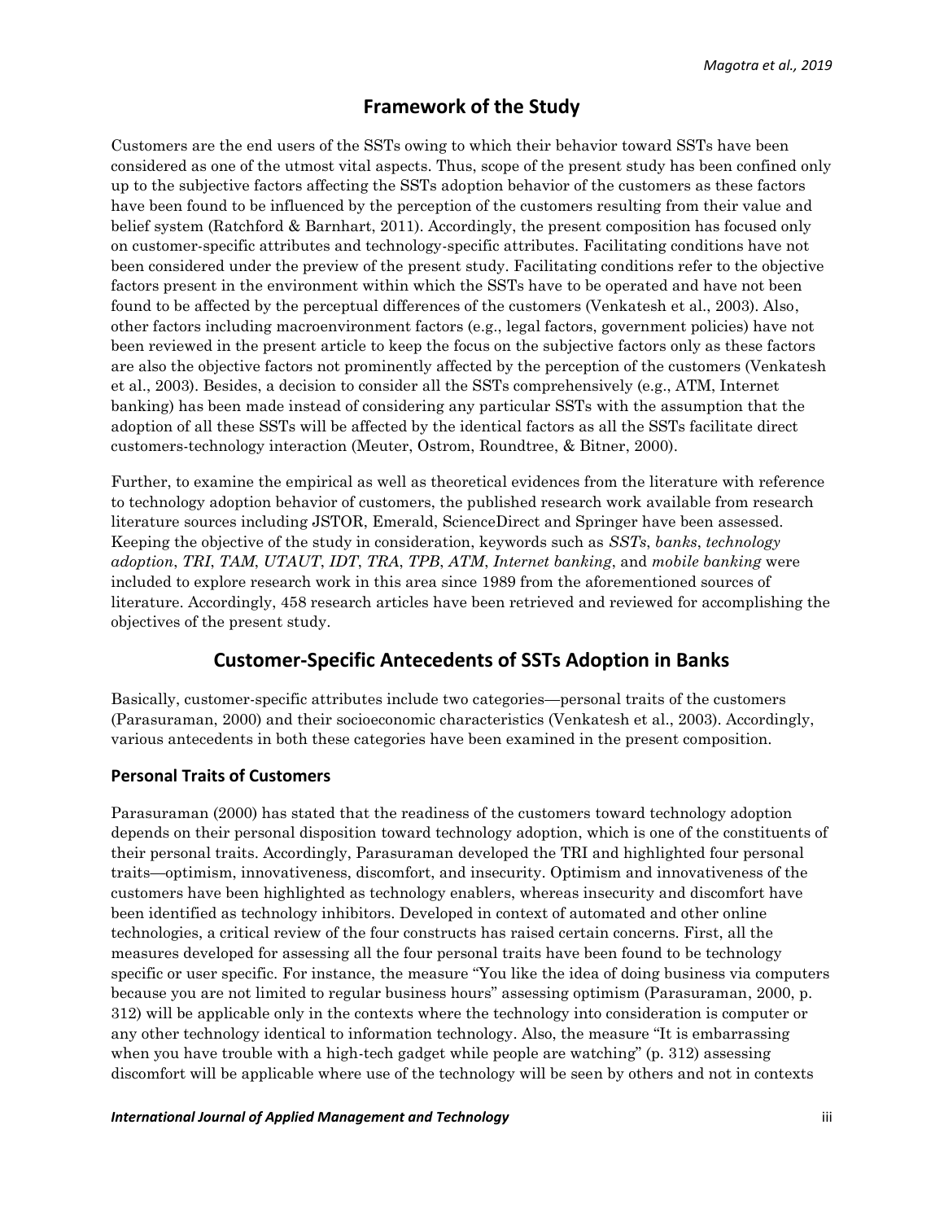## Framework of the Study

Customers are the end users of the SSTs owing to which their behavior toward SSTs have been considered as one of the utmost vital aspects. Thus, scope of the present study has been confined only up to the subjective factors affecting the SSTs adoption behavior of the customers as these factors have been found to be influenced by the perception of the customers resulting from their value and belief system (Ratchford & Barnhart, 2011). Accordingly, the present composition has focused only on customer-specific attributes and technology-specific attributes. Facilitating conditions have not been considered under the preview of the present study. Facilitating conditions refer to the objective factors present in the environment within which the SSTs have to be operated and have not been found to be affected by the perceptual differences of the customers (Venkatesh et al., 2003). Also, other factors including macroenvironment factors (e.g., legal factors, government policies) have not been reviewed in the present article to keep the focus on the subjective factors only as these factors are also the objective factors not prominently affected by the perception of the customers (Venkatesh et al., 2003). Besides, a decision to consider all the SSTs comprehensively (e.g., ATM, Internet banking) has been made instead of considering any particular SSTs with the assumption that the adoption of all these SSTs will be affected by the identical factors as all the SSTs facilitate direct customers-technology interaction (Meuter, Ostrom, Roundtree, & Bitner, 2000).

Further, to examine the empirical as well as theoretical evidences from the literature with reference to technology adoption behavior of customers, the published research work available from research literature sources including JSTOR, Emerald, ScienceDirect and Springer have been assessed. Keeping the objective of the study in consideration, keywords such as *SSTs*, *banks*, *technology adoption*, *TRI*, *TAM*, *UTAUT*, *IDT*, *TRA*, *TPB*, *ATM*, *Internet banking*, and *mobile banking* were included to explore research work in this area since 1989 from the aforementioned sources of literature. Accordingly, 458 research articles have been retrieved and reviewed for accomplishing the objectives of the present study.

## Customer-Specific Antecedents of SSTs Adoption in Banks

Basically, customer-specific attributes include two categories—personal traits of the customers (Parasuraman, 2000) and their socioeconomic characteristics (Venkatesh et al., 2003). Accordingly, various antecedents in both these categories have been examined in the present composition.

### Personal Traits of Customers

Parasuraman (2000) has stated that the readiness of the customers toward technology adoption depends on their personal disposition toward technology adoption, which is one of the constituents of their personal traits. Accordingly, Parasuraman developed the TRI and highlighted four personal traits—optimism, innovativeness, discomfort, and insecurity. Optimism and innovativeness of the customers have been highlighted as technology enablers, whereas insecurity and discomfort have been identified as technology inhibitors. Developed in context of automated and other online technologies, a critical review of the four constructs has raised certain concerns. First, all the measures developed for assessing all the four personal traits have been found to be technology specific or user specific. For instance, the measure "You like the idea of doing business via computers because you are not limited to regular business hours" assessing optimism (Parasuraman, 2000, p. 312) will be applicable only in the contexts where the technology into consideration is computer or any other technology identical to information technology. Also, the measure "It is embarrassing when you have trouble with a high-tech gadget while people are watching" (p. 312) assessing discomfort will be applicable where use of the technology will be seen by others and not in contexts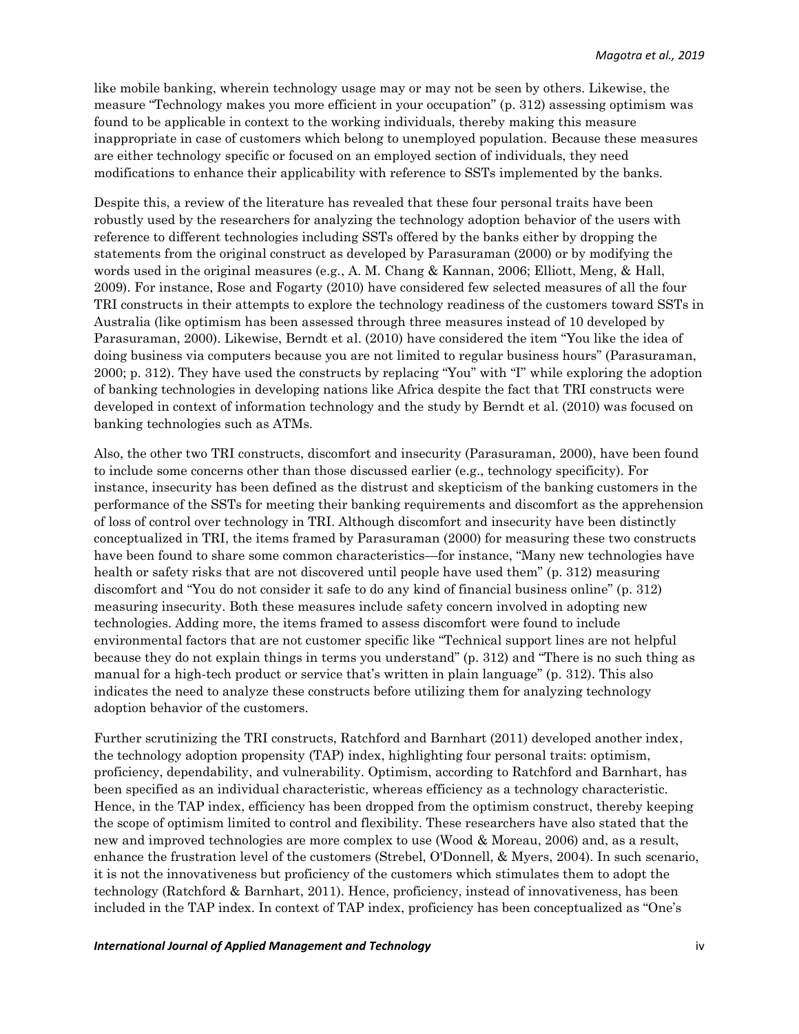like mobile banking, wherein technology usage may or may not be seen by others. Likewise, the measure "Technology makes you more efficient in your occupation" (p. 312) assessing optimism was found to be applicable in context to the working individuals, thereby making this measure inappropriate in case of customers which belong to unemployed population. Because these measures are either technology specific or focused on an employed section of individuals, they need modifications to enhance their applicability with reference to SSTs implemented by the banks.

Despite this, a review of the literature has revealed that these four personal traits have been robustly used by the researchers for analyzing the technology adoption behavior of the users with reference to different technologies including SSTs offered by the banks either by dropping the statements from the original construct as developed by Parasuraman (2000) or by modifying the words used in the original measures (e.g., A. M. Chang & Kannan, 2006; Elliott, Meng, & Hall, 2009). For instance, Rose and Fogarty (2010) have considered few selected measures of all the four TRI constructs in their attempts to explore the technology readiness of the customers toward SSTs in Australia (like optimism has been assessed through three measures instead of 10 developed by Parasuraman, 2000). Likewise, Berndt et al. (2010) have considered the item "You like the idea of doing business via computers because you are not limited to regular business hours" (Parasuraman, 2000; p. 312). They have used the constructs by replacing "You" with "I" while exploring the adoption of banking technologies in developing nations like Africa despite the fact that TRI constructs were developed in context of information technology and the study by Berndt et al. (2010) was focused on banking technologies such as ATMs.

Also, the other two TRI constructs, discomfort and insecurity (Parasuraman, 2000), have been found to include some concerns other than those discussed earlier (e.g., technology specificity). For instance, insecurity has been defined as the distrust and skepticism of the banking customers in the performance of the SSTs for meeting their banking requirements and discomfort as the apprehension of loss of control over technology in TRI. Although discomfort and insecurity have been distinctly conceptualized in TRI, the items framed by Parasuraman (2000) for measuring these two constructs have been found to share some common characteristics—for instance, "Many new technologies have health or safety risks that are not discovered until people have used them" (p. 312) measuring discomfort and "You do not consider it safe to do any kind of financial business online" (p. 312) measuring insecurity. Both these measures include safety concern involved in adopting new technologies. Adding more, the items framed to assess discomfort were found to include environmental factors that are not customer specific like "Technical support lines are not helpful because they do not explain things in terms you understand" (p. 312) and "There is no such thing as manual for a high-tech product or service that's written in plain language" (p. 312). This also indicates the need to analyze these constructs before utilizing them for analyzing technology adoption behavior of the customers.

Further scrutinizing the TRI constructs, Ratchford and Barnhart (2011) developed another index, the technology adoption propensity (TAP) index, highlighting four personal traits: optimism, proficiency, dependability, and vulnerability. Optimism, according to Ratchford and Barnhart, has been specified as an individual characteristic, whereas efficiency as a technology characteristic. Hence, in the TAP index, efficiency has been dropped from the optimism construct, thereby keeping the scope of optimism limited to control and flexibility. These researchers have also stated that the new and improved technologies are more complex to use (Wood & Moreau, 2006) and, as a result, enhance the frustration level of the customers (Strebel, O'Donnell, & Myers, 2004). In such scenario, it is not the innovativeness but proficiency of the customers which stimulates them to adopt the technology (Ratchford & Barnhart, 2011). Hence, proficiency, instead of innovativeness, has been included in the TAP index. In context of TAP index, proficiency has been conceptualized as "One's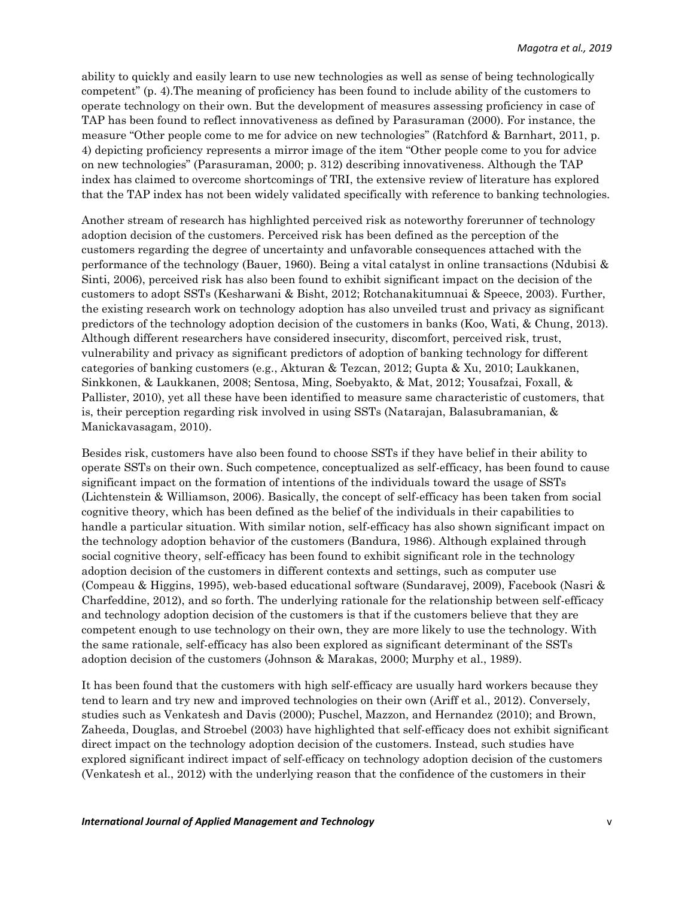ability to quickly and easily learn to use new technologies as well as sense of being technologically competent" (p. 4).The meaning of proficiency has been found to include ability of the customers to operate technology on their own. But the development of measures assessing proficiency in case of TAP has been found to reflect innovativeness as defined by Parasuraman (2000). For instance, the measure "Other people come to me for advice on new technologies" (Ratchford & Barnhart, 2011, p. 4) depicting proficiency represents a mirror image of the item "Other people come to you for advice on new technologies" (Parasuraman, 2000; p. 312) describing innovativeness. Although the TAP index has claimed to overcome shortcomings of TRI, the extensive review of literature has explored that the TAP index has not been widely validated specifically with reference to banking technologies.

Another stream of research has highlighted perceived risk as noteworthy forerunner of technology adoption decision of the customers. Perceived risk has been defined as the perception of the customers regarding the degree of uncertainty and unfavorable consequences attached with the performance of the technology (Bauer, 1960). Being a vital catalyst in online transactions (Ndubisi & Sinti, 2006), perceived risk has also been found to exhibit significant impact on the decision of the customers to adopt SSTs (Kesharwani & Bisht, 2012; Rotchanakitumnuai & Speece, 2003). Further, the existing research work on technology adoption has also unveiled trust and privacy as significant predictors of the technology adoption decision of the customers in banks (Koo, Wati, & Chung, 2013). Although different researchers have considered insecurity, discomfort, perceived risk, trust, vulnerability and privacy as significant predictors of adoption of banking technology for different categories of banking customers (e.g., Akturan & Tezcan, 2012; Gupta & Xu, 2010; Laukkanen, Sinkkonen, & Laukkanen, 2008; Sentosa, Ming, Soebyakto, & Mat, 2012; Yousafzai, Foxall, & Pallister, 2010), yet all these have been identified to measure same characteristic of customers, that is, their perception regarding risk involved in using SSTs (Natarajan, Balasubramanian, & Manickavasagam, 2010).

Besides risk, customers have also been found to choose SSTs if they have belief in their ability to operate SSTs on their own. Such competence, conceptualized as self-efficacy, has been found to cause significant impact on the formation of intentions of the individuals toward the usage of SSTs (Lichtenstein & Williamson, 2006). Basically, the concept of self-efficacy has been taken from social cognitive theory, which has been defined as the belief of the individuals in their capabilities to handle a particular situation. With similar notion, self-efficacy has also shown significant impact on the technology adoption behavior of the customers (Bandura, 1986). Although explained through social cognitive theory, self-efficacy has been found to exhibit significant role in the technology adoption decision of the customers in different contexts and settings, such as computer use (Compeau & Higgins, 1995), web-based educational software (Sundaravej, 2009), Facebook (Nasri & Charfeddine, 2012), and so forth. The underlying rationale for the relationship between self-efficacy and technology adoption decision of the customers is that if the customers believe that they are competent enough to use technology on their own, they are more likely to use the technology. With the same rationale, self-efficacy has also been explored as significant determinant of the SSTs adoption decision of the customers (Johnson & Marakas, 2000; Murphy et al., 1989).

It has been found that the customers with high self-efficacy are usually hard workers because they tend to learn and try new and improved technologies on their own (Ariff et al., 2012). Conversely, studies such as Venkatesh and Davis (2000); Puschel, Mazzon, and Hernandez (2010); and Brown, Zaheeda, Douglas, and Stroebel (2003) have highlighted that self-efficacy does not exhibit significant direct impact on the technology adoption decision of the customers. Instead, such studies have explored significant indirect impact of self-efficacy on technology adoption decision of the customers (Venkatesh et al., 2012) with the underlying reason that the confidence of the customers in their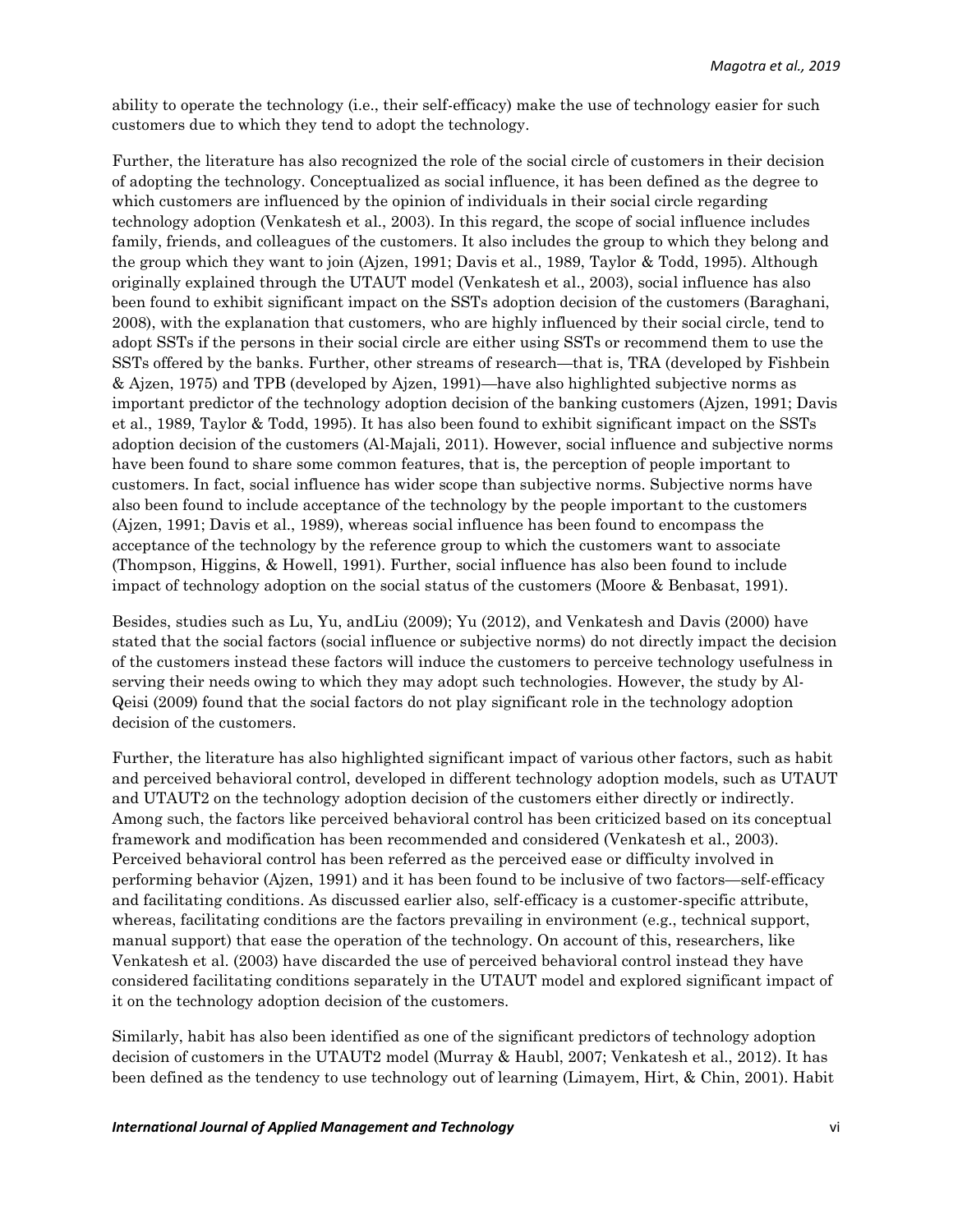ability to operate the technology (i.e., their self-efficacy) make the use of technology easier for such customers due to which they tend to adopt the technology.

Further, the literature has also recognized the role of the social circle of customers in their decision of adopting the technology. Conceptualized as social influence, it has been defined as the degree to which customers are influenced by the opinion of individuals in their social circle regarding technology adoption (Venkatesh et al., 2003). In this regard, the scope of social influence includes family, friends, and colleagues of the customers. It also includes the group to which they belong and the group which they want to join (Ajzen, 1991; Davis et al., 1989, Taylor & Todd, 1995). Although originally explained through the UTAUT model (Venkatesh et al., 2003), social influence has also been found to exhibit significant impact on the SSTs adoption decision of the customers (Baraghani, 2008), with the explanation that customers, who are highly influenced by their social circle, tend to adopt SSTs if the persons in their social circle are either using SSTs or recommend them to use the SSTs offered by the banks. Further, other streams of research—that is, TRA (developed by Fishbein & Ajzen, 1975) and TPB (developed by Ajzen, 1991)—have also highlighted subjective norms as important predictor of the technology adoption decision of the banking customers (Ajzen, 1991; Davis et al., 1989, Taylor & Todd, 1995). It has also been found to exhibit significant impact on the SSTs adoption decision of the customers (Al-Majali, 2011). However, social influence and subjective norms have been found to share some common features, that is, the perception of people important to customers. In fact, social influence has wider scope than subjective norms. Subjective norms have also been found to include acceptance of the technology by the people important to the customers (Ajzen, 1991; Davis et al., 1989), whereas social influence has been found to encompass the acceptance of the technology by the reference group to which the customers want to associate (Thompson, Higgins, & Howell, 1991). Further, social influence has also been found to include impact of technology adoption on the social status of the customers (Moore & Benbasat, 1991).

Besides, studies such as Lu, Yu, andLiu (2009); Yu (2012), and Venkatesh and Davis (2000) have stated that the social factors (social influence or subjective norms) do not directly impact the decision of the customers instead these factors will induce the customers to perceive technology usefulness in serving their needs owing to which they may adopt such technologies. However, the study by Al-Qeisi (2009) found that the social factors do not play significant role in the technology adoption decision of the customers.

Further, the literature has also highlighted significant impact of various other factors, such as habit and perceived behavioral control, developed in different technology adoption models, such as UTAUT and UTAUT2 on the technology adoption decision of the customers either directly or indirectly. Among such, the factors like perceived behavioral control has been criticized based on its conceptual framework and modification has been recommended and considered (Venkatesh et al., 2003). Perceived behavioral control has been referred as the perceived ease or difficulty involved in performing behavior (Ajzen, 1991) and it has been found to be inclusive of two factors—self-efficacy and facilitating conditions. As discussed earlier also, self-efficacy is a customer-specific attribute, whereas, facilitating conditions are the factors prevailing in environment (e.g., technical support, manual support) that ease the operation of the technology. On account of this, researchers, like Venkatesh et al. (2003) have discarded the use of perceived behavioral control instead they have considered facilitating conditions separately in the UTAUT model and explored significant impact of it on the technology adoption decision of the customers.

Similarly, habit has also been identified as one of the significant predictors of technology adoption decision of customers in the UTAUT2 model (Murray & Haubl, 2007; Venkatesh et al., 2012). It has been defined as the tendency to use technology out of learning (Limayem, Hirt, & Chin, 2001). Habit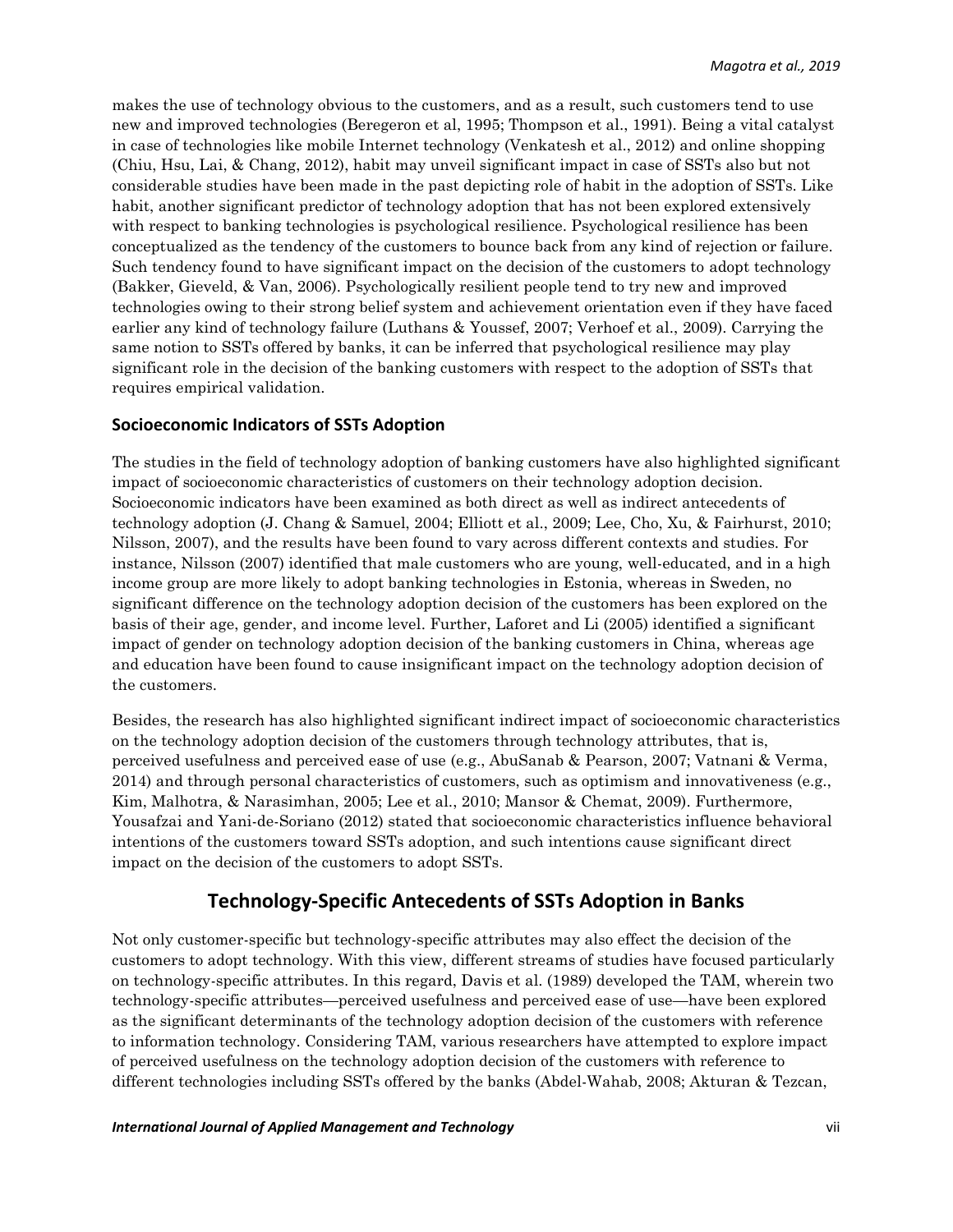makes the use of technology obvious to the customers, and as a result, such customers tend to use new and improved technologies (Beregeron et al, 1995; Thompson et al., 1991). Being a vital catalyst in case of technologies like mobile Internet technology (Venkatesh et al., 2012) and online shopping (Chiu, Hsu, Lai, & Chang, 2012), habit may unveil significant impact in case of SSTs also but not considerable studies have been made in the past depicting role of habit in the adoption of SSTs. Like habit, another significant predictor of technology adoption that has not been explored extensively with respect to banking technologies is psychological resilience. Psychological resilience has been conceptualized as the tendency of the customers to bounce back from any kind of rejection or failure. Such tendency found to have significant impact on the decision of the customers to adopt technology (Bakker, Gieveld, & Van, 2006). Psychologically resilient people tend to try new and improved technologies owing to their strong belief system and achievement orientation even if they have faced earlier any kind of technology failure (Luthans & Youssef, 2007; Verhoef et al., 2009). Carrying the same notion to SSTs offered by banks, it can be inferred that psychological resilience may play significant role in the decision of the banking customers with respect to the adoption of SSTs that requires empirical validation.

### Socioeconomic Indicators of SSTs Adoption

The studies in the field of technology adoption of banking customers have also highlighted significant impact of socioeconomic characteristics of customers on their technology adoption decision. Socioeconomic indicators have been examined as both direct as well as indirect antecedents of technology adoption (J. Chang & Samuel, 2004; Elliott et al., 2009; Lee, Cho, Xu, & Fairhurst, 2010; Nilsson, 2007), and the results have been found to vary across different contexts and studies. For instance, Nilsson (2007) identified that male customers who are young, well-educated, and in a high income group are more likely to adopt banking technologies in Estonia, whereas in Sweden, no significant difference on the technology adoption decision of the customers has been explored on the basis of their age, gender, and income level. Further, Laforet and Li (2005) identified a significant impact of gender on technology adoption decision of the banking customers in China, whereas age and education have been found to cause insignificant impact on the technology adoption decision of the customers.

Besides, the research has also highlighted significant indirect impact of socioeconomic characteristics on the technology adoption decision of the customers through technology attributes, that is, perceived usefulness and perceived ease of use (e.g., AbuSanab & Pearson, 2007; Vatnani & Verma, 2014) and through personal characteristics of customers, such as optimism and innovativeness (e.g., Kim, Malhotra, & Narasimhan, 2005; Lee et al., 2010; Mansor & Chemat, 2009). Furthermore, Yousafzai and Yani-de-Soriano (2012) stated that socioeconomic characteristics influence behavioral intentions of the customers toward SSTs adoption, and such intentions cause significant direct impact on the decision of the customers to adopt SSTs.

## Technology-Specific Antecedents of SSTs Adoption in Banks

Not only customer-specific but technology-specific attributes may also effect the decision of the customers to adopt technology. With this view, different streams of studies have focused particularly on technology-specific attributes. In this regard, Davis et al. (1989) developed the TAM, wherein two technology-specific attributes—perceived usefulness and perceived ease of use—have been explored as the significant determinants of the technology adoption decision of the customers with reference to information technology. Considering TAM, various researchers have attempted to explore impact of perceived usefulness on the technology adoption decision of the customers with reference to different technologies including SSTs offered by the banks (Abdel-Wahab, 2008; Akturan & Tezcan,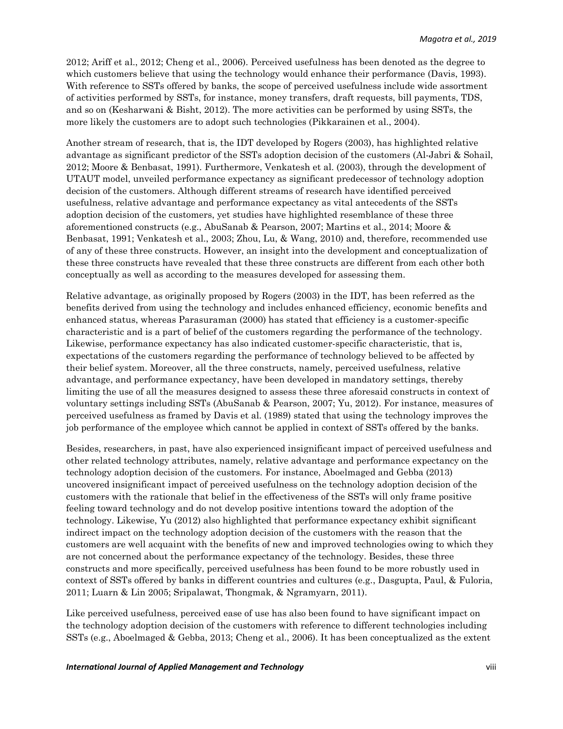2012; Ariff et al., 2012; Cheng et al., 2006). Perceived usefulness has been denoted as the degree to which customers believe that using the technology would enhance their performance (Davis, 1993). With reference to SSTs offered by banks, the scope of perceived usefulness include wide assortment of activities performed by SSTs, for instance, money transfers, draft requests, bill payments, TDS, and so on (Kesharwani & Bisht, 2012). The more activities can be performed by using SSTs, the more likely the customers are to adopt such technologies (Pikkarainen et al., 2004).

Another stream of research, that is, the IDT developed by Rogers (2003), has highlighted relative advantage as significant predictor of the SSTs adoption decision of the customers (Al-Jabri & Sohail, 2012; Moore & Benbasat, 1991). Furthermore, Venkatesh et al. (2003), through the development of UTAUT model, unveiled performance expectancy as significant predecessor of technology adoption decision of the customers. Although different streams of research have identified perceived usefulness, relative advantage and performance expectancy as vital antecedents of the SSTs adoption decision of the customers, yet studies have highlighted resemblance of these three aforementioned constructs (e.g., AbuSanab & Pearson, 2007; Martins et al., 2014; Moore & Benbasat, 1991; Venkatesh et al., 2003; Zhou, Lu, & Wang, 2010) and, therefore, recommended use of any of these three constructs. However, an insight into the development and conceptualization of these three constructs have revealed that these three constructs are different from each other both conceptually as well as according to the measures developed for assessing them.

Relative advantage, as originally proposed by Rogers (2003) in the IDT, has been referred as the benefits derived from using the technology and includes enhanced efficiency, economic benefits and enhanced status, whereas Parasuraman (2000) has stated that efficiency is a customer-specific characteristic and is a part of belief of the customers regarding the performance of the technology. Likewise, performance expectancy has also indicated customer-specific characteristic, that is, expectations of the customers regarding the performance of technology believed to be affected by their belief system. Moreover, all the three constructs, namely, perceived usefulness, relative advantage, and performance expectancy, have been developed in mandatory settings, thereby limiting the use of all the measures designed to assess these three aforesaid constructs in context of voluntary settings including SSTs (AbuSanab & Pearson, 2007; Yu, 2012). For instance, measures of perceived usefulness as framed by Davis et al. (1989) stated that using the technology improves the job performance of the employee which cannot be applied in context of SSTs offered by the banks.

Besides, researchers, in past, have also experienced insignificant impact of perceived usefulness and other related technology attributes, namely, relative advantage and performance expectancy on the technology adoption decision of the customers. For instance, Aboelmaged and Gebba (2013) uncovered insignificant impact of perceived usefulness on the technology adoption decision of the customers with the rationale that belief in the effectiveness of the SSTs will only frame positive feeling toward technology and do not develop positive intentions toward the adoption of the technology. Likewise, Yu (2012) also highlighted that performance expectancy exhibit significant indirect impact on the technology adoption decision of the customers with the reason that the customers are well acquaint with the benefits of new and improved technologies owing to which they are not concerned about the performance expectancy of the technology. Besides, these three constructs and more specifically, perceived usefulness has been found to be more robustly used in context of SSTs offered by banks in different countries and cultures (e.g., Dasgupta, Paul, & Fuloria, 2011; Luarn & Lin 2005; Sripalawat, Thongmak, & Ngramyarn, 2011).

Like perceived usefulness, perceived ease of use has also been found to have significant impact on the technology adoption decision of the customers with reference to different technologies including SSTs (e.g., Aboelmaged & Gebba, 2013; Cheng et al., 2006). It has been conceptualized as the extent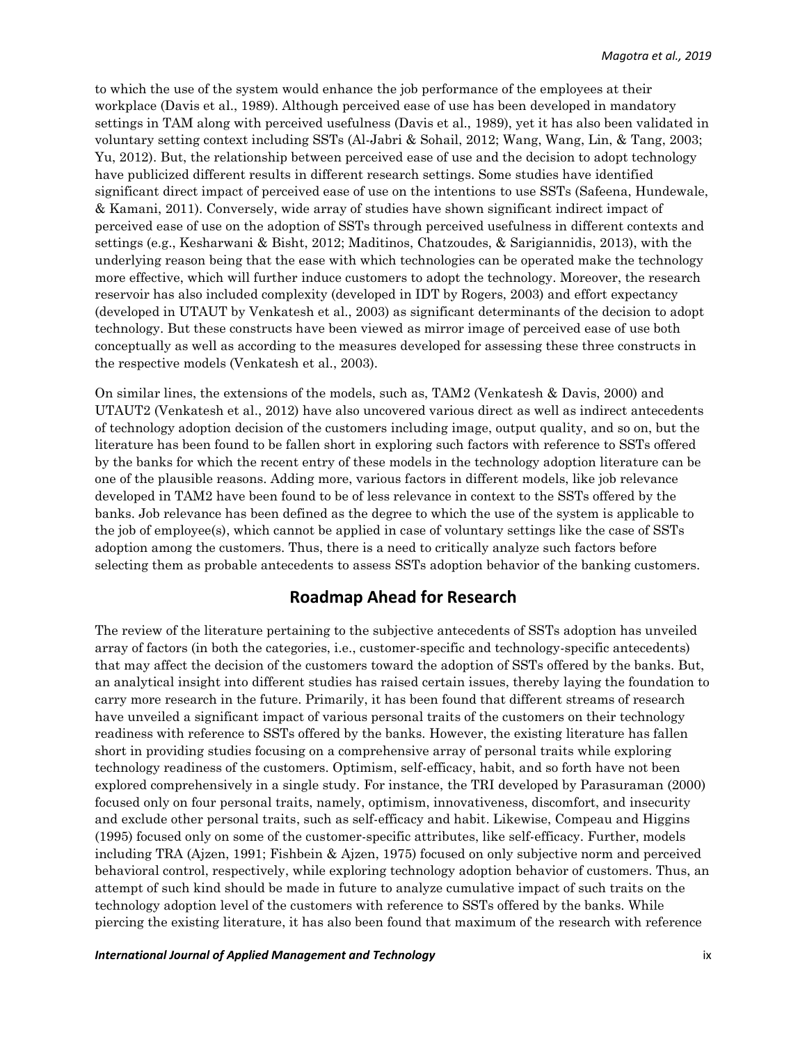to which the use of the system would enhance the job performance of the employees at their workplace (Davis et al., 1989). Although perceived ease of use has been developed in mandatory settings in TAM along with perceived usefulness (Davis et al., 1989), yet it has also been validated in voluntary setting context including SSTs (Al-Jabri & Sohail, 2012; Wang, Wang, Lin, & Tang, 2003; Yu, 2012). But, the relationship between perceived ease of use and the decision to adopt technology have publicized different results in different research settings. Some studies have identified significant direct impact of perceived ease of use on the intentions to use SSTs (Safeena, Hundewale, & Kamani, 2011). Conversely, wide array of studies have shown significant indirect impact of perceived ease of use on the adoption of SSTs through perceived usefulness in different contexts and settings (e.g., Kesharwani & Bisht, 2012; Maditinos, Chatzoudes, & Sarigiannidis, 2013), with the underlying reason being that the ease with which technologies can be operated make the technology more effective, which will further induce customers to adopt the technology. Moreover, the research reservoir has also included complexity (developed in IDT by Rogers, 2003) and effort expectancy (developed in UTAUT by Venkatesh et al., 2003) as significant determinants of the decision to adopt technology. But these constructs have been viewed as mirror image of perceived ease of use both conceptually as well as according to the measures developed for assessing these three constructs in the respective models (Venkatesh et al., 2003).

On similar lines, the extensions of the models, such as, TAM2 (Venkatesh & Davis, 2000) and UTAUT2 (Venkatesh et al., 2012) have also uncovered various direct as well as indirect antecedents of technology adoption decision of the customers including image, output quality, and so on, but the literature has been found to be fallen short in exploring such factors with reference to SSTs offered by the banks for which the recent entry of these models in the technology adoption literature can be one of the plausible reasons. Adding more, various factors in different models, like job relevance developed in TAM2 have been found to be of less relevance in context to the SSTs offered by the banks. Job relevance has been defined as the degree to which the use of the system is applicable to the job of employee(s), which cannot be applied in case of voluntary settings like the case of SSTs adoption among the customers. Thus, there is a need to critically analyze such factors before selecting them as probable antecedents to assess SSTs adoption behavior of the banking customers.

## Roadmap Ahead for Research

The review of the literature pertaining to the subjective antecedents of SSTs adoption has unveiled array of factors (in both the categories, i.e., customer-specific and technology-specific antecedents) that may affect the decision of the customers toward the adoption of SSTs offered by the banks. But, an analytical insight into different studies has raised certain issues, thereby laying the foundation to carry more research in the future. Primarily, it has been found that different streams of research have unveiled a significant impact of various personal traits of the customers on their technology readiness with reference to SSTs offered by the banks. However, the existing literature has fallen short in providing studies focusing on a comprehensive array of personal traits while exploring technology readiness of the customers. Optimism, self-efficacy, habit, and so forth have not been explored comprehensively in a single study. For instance, the TRI developed by Parasuraman (2000) focused only on four personal traits, namely, optimism, innovativeness, discomfort, and insecurity and exclude other personal traits, such as self-efficacy and habit. Likewise, Compeau and Higgins (1995) focused only on some of the customer-specific attributes, like self-efficacy. Further, models including TRA (Ajzen, 1991; Fishbein & Ajzen, 1975) focused on only subjective norm and perceived behavioral control, respectively, while exploring technology adoption behavior of customers. Thus, an attempt of such kind should be made in future to analyze cumulative impact of such traits on the technology adoption level of the customers with reference to SSTs offered by the banks. While piercing the existing literature, it has also been found that maximum of the research with reference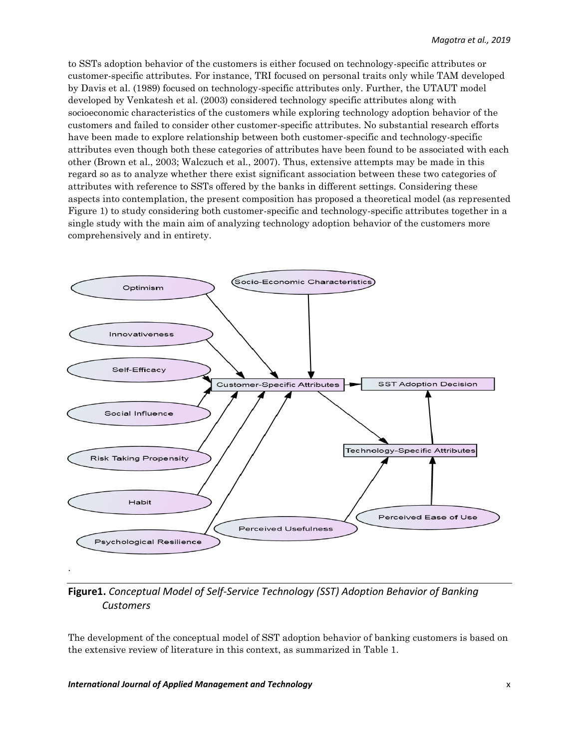to SSTs adoption behavior of the customers is either focused on technology-specific attributes or customer-specific attributes. For instance, TRI focused on personal traits only while TAM developed by Davis et al. (1989) focused on technology-specific attributes only. Further, the UTAUT model developed by Venkatesh et al. (2003) considered technology specific attributes along with socioeconomic characteristics of the customers while exploring technology adoption behavior of the customers and failed to consider other customer-specific attributes. No substantial research efforts have been made to explore relationship between both customer-specific and technology-specific attributes even though both these categories of attributes have been found to be associated with each other (Brown et al., 2003; Walczuch et al., 2007). Thus, extensive attempts may be made in this regard so as to analyze whether there exist significant association between these two categories of attributes with reference to SSTs offered by the banks in different settings. Considering these aspects into contemplation, the present composition has proposed a theoretical model (as represented Figure 1) to study considering both customer-specific and technology-specific attributes together in a single study with the main aim of analyzing technology adoption behavior of the customers more comprehensively and in entirety.

**Figure1.** *Conceptual Model of Self-Service Technology (SST) Adoption Behavior of Banking Customers*

The development of the conceptual model of SST adoption behavior of banking customers is based on the extensive review of literature in this context, as summarized in Table 1.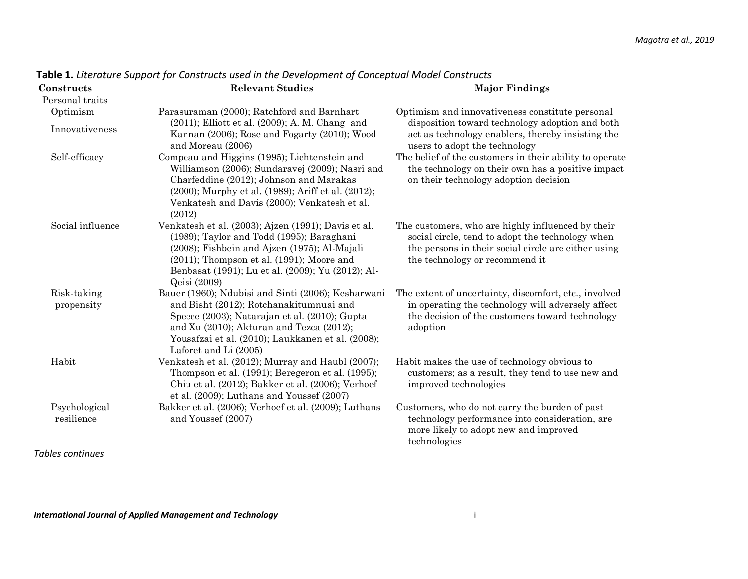**Table 1.** *Literature Support for Constructs used in the Development of Conceptual Model Constructs*

| Constructs | Relevant Studies | Major Findings |
|---|---|---|
| Personal traits | | |
| Optimism<br>Innovativeness | Parasuraman (2000); Ratchford and Barnhart (2011); Elliott et al. (2009); A. M. Chang and Kannan (2006); Rose and Fogarty (2010); Wood and Moreau (2006) | Optimism and innovativeness constitute personal disposition toward technology adoption and both act as technology enablers, thereby insisting the users to adopt the technology |
| Self-efficacy | Compeau and Higgins (1995); Lichtenstein and Williamson (2006); Sundaravej (2009); Nasri and Charfeddine (2012); Johnson and Marakas (2000); Murphy et al. (1989); Ariff et al. (2012); Venkatesh and Davis (2000); Venkatesh et al. (2012) | The belief of the customers in their ability to operate the technology on their own has a positive impact on their technology adoption decision |
| Social influence | Venkatesh et al. (2003); Ajzen (1991); Davis et al. (1989); Taylor and Todd (1995); Baraghani (2008); Fishbein and Ajzen (1975); Al-Majali (2011); Thompson et al. (1991); Moore and Benbasat (1991); Lu et al. (2009); Yu (2012); Al-Qeisi (2009) | The customers, who are highly influenced by their social circle, tend to adopt the technology when the persons in their social circle are either using the technology or recommend it |
| Risk-taking propensity | Bauer (1960); Ndubisi and Sinti (2006); Kesharwani and Bisht (2012); Rotchanakitumnuai and Speece (2003); Natarajan et al. (2010); Gupta and Xu (2010); Akturan and Tezca (2012); Yousafzai et al. (2010); Laukkanen et al. (2008); Laforet and Li (2005) | The extent of uncertainty, discomfort, etc., involved in operating the technology will adversely affect the decision of the customers toward technology adoption |
| Habit | Venkatesh et al. (2012); Murray and Haubl (2007); Thompson et al. (1991); Beregeron et al. (1995); Chiu et al. (2012); Bakker et al. (2006); Verhoef et al. (2009); Luthans and Youssef (2007) | Habit makes the use of technology obvious to customers; as a result, they tend to use new and improved technologies |
| Psychological resilience | Bakker et al. (2006); Verhoef et al. (2009); Luthans and Youssef (2007) | Customers, who do not carry the burden of past technology performance into consideration, are more likely to adopt new and improved technologies |

*Tables continues*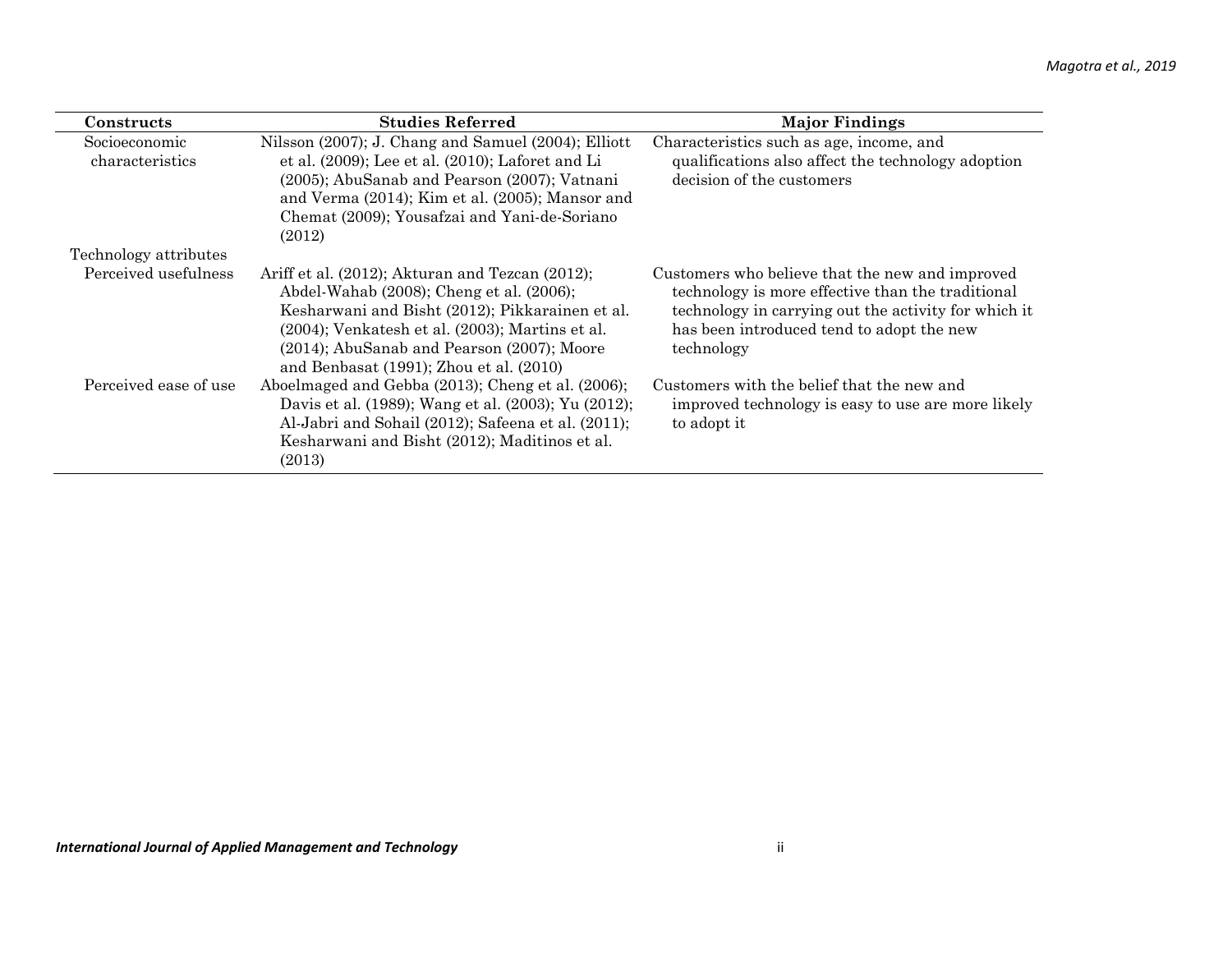| Constructs | Studies Referred | Major Findings |
|---|---|---|
| Socioeconomic characteristics | Nilsson (2007); J. Chang and Samuel (2004); Elliott et al. (2009); Lee et al. (2010); Laforet and Li (2005); AbuSanab and Pearson (2007); Vatnani and Verma (2014); Kim et al. (2005); Mansor and Chemat (2009); Yousafzai and Yani-de-Soriano (2012) | Characteristics such as age, income, and qualifications also affect the technology adoption decision of the customers |
| Technology attributes | | |
| Perceived usefulness | Ariff et al. (2012); Akturan and Tezcan (2012); Abdel-Wahab (2008); Cheng et al. (2006); Kesharwani and Bisht (2012); Pikkarainen et al. (2004); Venkatesh et al. (2003); Martins et al. (2014); AbuSanab and Pearson (2007); Moore and Benbasat (1991); Zhou et al. (2010) | Customers who believe that the new and improved technology is more effective than the traditional technology in carrying out the activity for which it has been introduced tend to adopt the new technology |
| Perceived ease of use | Aboelmaged and Gebba (2013); Cheng et al. (2006); Davis et al. (1989); Wang et al. (2003); Yu (2012); Al-Jabri and Sohail (2012); Safeena et al. (2011); Kesharwani and Bisht (2012); Maditinos et al. (2013) | Customers with the belief that the new and improved technology is easy to use are more likely to adopt it |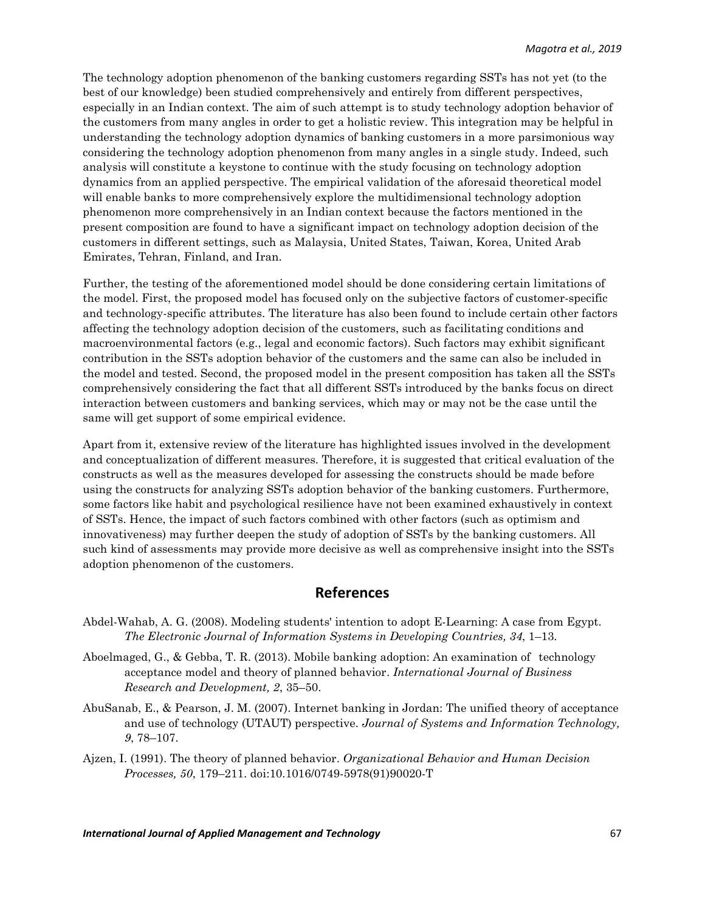The technology adoption phenomenon of the banking customers regarding SSTs has not yet (to the best of our knowledge) been studied comprehensively and entirely from different perspectives, especially in an Indian context. The aim of such attempt is to study technology adoption behavior of the customers from many angles in order to get a holistic review. This integration may be helpful in understanding the technology adoption dynamics of banking customers in a more parsimonious way considering the technology adoption phenomenon from many angles in a single study. Indeed, such analysis will constitute a keystone to continue with the study focusing on technology adoption dynamics from an applied perspective. The empirical validation of the aforesaid theoretical model will enable banks to more comprehensively explore the multidimensional technology adoption phenomenon more comprehensively in an Indian context because the factors mentioned in the present composition are found to have a significant impact on technology adoption decision of the customers in different settings, such as Malaysia, United States, Taiwan, Korea, United Arab Emirates, Tehran, Finland, and Iran.

Further, the testing of the aforementioned model should be done considering certain limitations of the model. First, the proposed model has focused only on the subjective factors of customer-specific and technology-specific attributes. The literature has also been found to include certain other factors affecting the technology adoption decision of the customers, such as facilitating conditions and macroenvironmental factors (e.g., legal and economic factors). Such factors may exhibit significant contribution in the SSTs adoption behavior of the customers and the same can also be included in the model and tested. Second, the proposed model in the present composition has taken all the SSTs comprehensively considering the fact that all different SSTs introduced by the banks focus on direct interaction between customers and banking services, which may or may not be the case until the same will get support of some empirical evidence.

Apart from it, extensive review of the literature has highlighted issues involved in the development and conceptualization of different measures. Therefore, it is suggested that critical evaluation of the constructs as well as the measures developed for assessing the constructs should be made before using the constructs for analyzing SSTs adoption behavior of the banking customers. Furthermore, some factors like habit and psychological resilience have not been examined exhaustively in context of SSTs. Hence, the impact of such factors combined with other factors (such as optimism and innovativeness) may further deepen the study of adoption of SSTs by the banking customers. All such kind of assessments may provide more decisive as well as comprehensive insight into the SSTs adoption phenomenon of the customers.

## References

Abdel-Wahab, A. G. (2008). Modeling students' intention to adopt E-Learning: A case from Egypt. *The Electronic Journal of Information Systems in Developing Countries, 34*, 1–13.

Aboelmaged, G., & Gebba, T. R. (2013). Mobile banking adoption: An examination of technology acceptance model and theory of planned behavior. *International Journal of Business Research and Development, 2*, 35–50.

AbuSanab, E., & Pearson, J. M. (2007). Internet banking in Jordan: The unified theory of acceptance and use of technology (UTAUT) perspective. *Journal of Systems and Information Technology, 9*, 78–107.

Ajzen, I. (1991). The theory of planned behavior. *Organizational Behavior and Human Decision Processes, 50*, 179–211. doi:10.1016/0749-5978(91)90020-T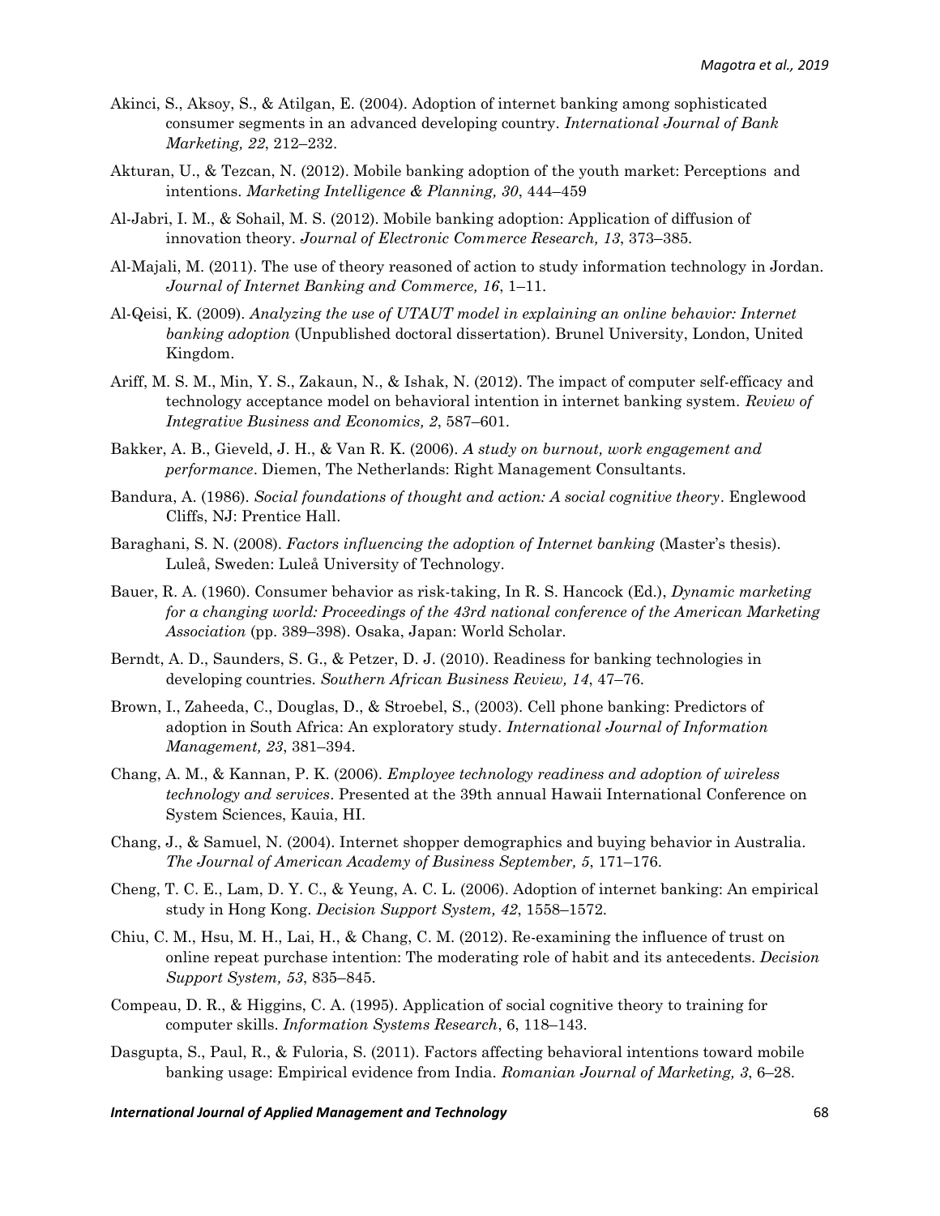Akinci, S., Aksoy, S., & Atilgan, E. (2004). Adoption of internet banking among sophisticated consumer segments in an advanced developing country. *International Journal of Bank Marketing, 22*, 212–232.

Akturan, U., & Tezcan, N. (2012). Mobile banking adoption of the youth market: Perceptions and intentions. *Marketing Intelligence & Planning, 30*, 444–459

Al-Jabri, I. M., & Sohail, M. S. (2012). Mobile banking adoption: Application of diffusion of innovation theory. *Journal of Electronic Commerce Research, 13*, 373–385.

Al-Majali, M. (2011). The use of theory reasoned of action to study information technology in Jordan. *Journal of Internet Banking and Commerce, 16*, 1–11.

Al-Qeisi, K. (2009). *Analyzing the use of UTAUT model in explaining an online behavior: Internet banking adoption* (Unpublished doctoral dissertation). Brunel University, London, United Kingdom.

Ariff, M. S. M., Min, Y. S., Zakaun, N., & Ishak, N. (2012). The impact of computer self-efficacy and technology acceptance model on behavioral intention in internet banking system. *Review of Integrative Business and Economics, 2*, 587–601.

Bakker, A. B., Gieveld, J. H., & Van R. K. (2006). *A study on burnout, work engagement and performance*. Diemen, The Netherlands: Right Management Consultants.

Bandura, A. (1986). *Social foundations of thought and action: A social cognitive theory*. Englewood Cliffs, NJ: Prentice Hall.

Baraghani, S. N. (2008). *Factors influencing the adoption of Internet banking* (Master's thesis). Luleå, Sweden: Luleå University of Technology.

Bauer, R. A. (1960). Consumer behavior as risk-taking, In R. S. Hancock (Ed.), *Dynamic marketing for a changing world: Proceedings of the 43rd national conference of the American Marketing Association* (pp. 389–398). Osaka, Japan: World Scholar.

Berndt, A. D., Saunders, S. G., & Petzer, D. J. (2010). Readiness for banking technologies in developing countries. *Southern African Business Review, 14*, 47–76.

Brown, I., Zaheeda, C., Douglas, D., & Stroebel, S., (2003). Cell phone banking: Predictors of adoption in South Africa: An exploratory study. *International Journal of Information Management, 23*, 381–394.

Chang, A. M., & Kannan, P. K. (2006). *Employee technology readiness and adoption of wireless technology and services*. Presented at the 39th annual Hawaii International Conference on System Sciences, Kauia, HI.

Chang, J., & Samuel, N. (2004). Internet shopper demographics and buying behavior in Australia. *The Journal of American Academy of Business September, 5*, 171–176.

Cheng, T. C. E., Lam, D. Y. C., & Yeung, A. C. L. (2006). Adoption of internet banking: An empirical study in Hong Kong. *Decision Support System, 42*, 1558–1572.

Chiu, C. M., Hsu, M. H., Lai, H., & Chang, C. M. (2012). Re-examining the influence of trust on online repeat purchase intention: The moderating role of habit and its antecedents. *Decision Support System, 53*, 835–845.

Compeau, D. R., & Higgins, C. A. (1995). Application of social cognitive theory to training for computer skills. *Information Systems Research*, 6, 118–143.

Dasgupta, S., Paul, R., & Fuloria, S. (2011). Factors affecting behavioral intentions toward mobile banking usage: Empirical evidence from India. *Romanian Journal of Marketing, 3*, 6–28.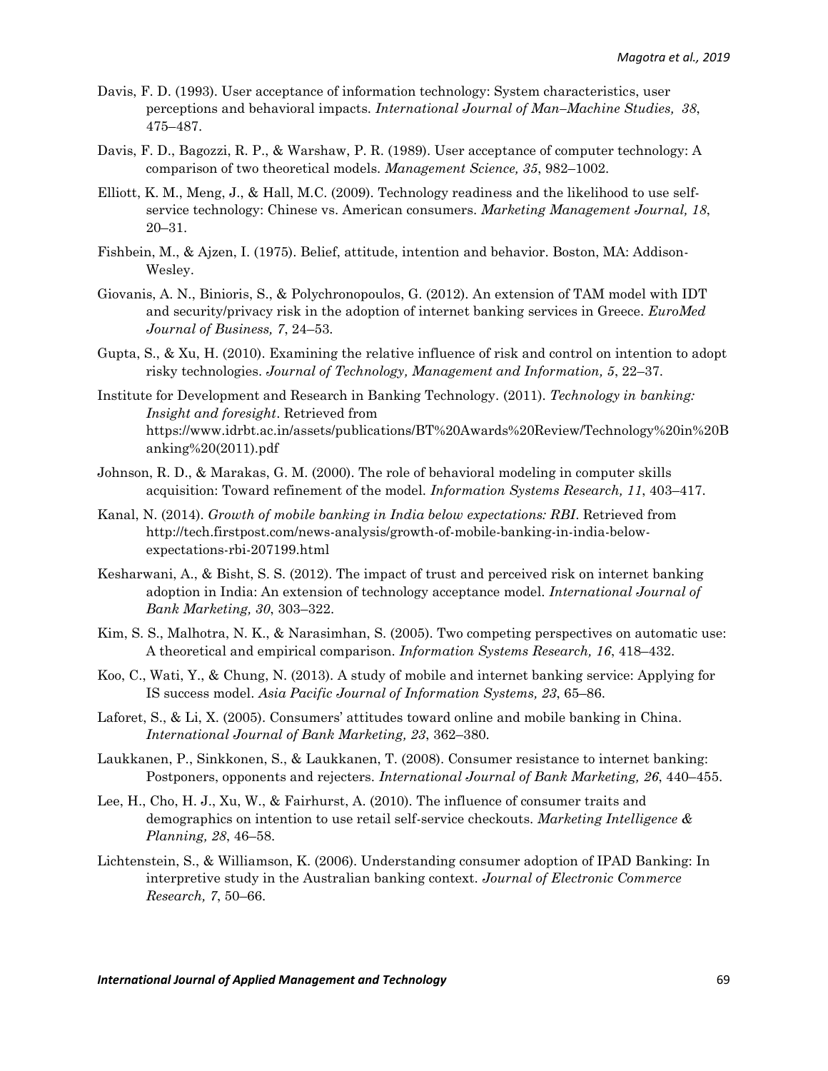Davis, F. D. (1993). User acceptance of information technology: System characteristics, user perceptions and behavioral impacts. *International Journal of Man–Machine Studies, 38*, 475–487.

Davis, F. D., Bagozzi, R. P., & Warshaw, P. R. (1989). User acceptance of computer technology: A comparison of two theoretical models. *Management Science, 35*, 982–1002.

Elliott, K. M., Meng, J., & Hall, M.C. (2009). Technology readiness and the likelihood to use self-service technology: Chinese vs. American consumers. *Marketing Management Journal, 18*, 20–31.

Fishbein, M., & Ajzen, I. (1975). Belief, attitude, intention and behavior. Boston, MA: Addison-Wesley.

Giovanis, A. N., Binioris, S., & Polychronopoulos, G. (2012). An extension of TAM model with IDT and security/privacy risk in the adoption of internet banking services in Greece. *EuroMed Journal of Business, 7*, 24–53.

Gupta, S., & Xu, H. (2010). Examining the relative influence of risk and control on intention to adopt risky technologies. *Journal of Technology, Management and Information, 5*, 22–37.

Institute for Development and Research in Banking Technology. (2011). *Technology in banking: Insight and foresight*. Retrieved from https://www.idrbt.ac.in/assets/publications/BT%20Awards%20Review/Technology%20in%20Banking%20(2011).pdf

Johnson, R. D., & Marakas, G. M. (2000). The role of behavioral modeling in computer skills acquisition: Toward refinement of the model. *Information Systems Research, 11*, 403–417.

Kanal, N. (2014). *Growth of mobile banking in India below expectations: RBI*. Retrieved from http://tech.firstpost.com/news-analysis/growth-of-mobile-banking-in-india-below-expectations-rbi-207199.html

Kesharwani, A., & Bisht, S. S. (2012). The impact of trust and perceived risk on internet banking adoption in India: An extension of technology acceptance model. *International Journal of Bank Marketing, 30*, 303–322.

Kim, S. S., Malhotra, N. K., & Narasimhan, S. (2005). Two competing perspectives on automatic use: A theoretical and empirical comparison. *Information Systems Research, 16*, 418–432.

Koo, C., Wati, Y., & Chung, N. (2013). A study of mobile and internet banking service: Applying for IS success model. *Asia Pacific Journal of Information Systems, 23*, 65–86.

Laforet, S., & Li, X. (2005). Consumers' attitudes toward online and mobile banking in China. *International Journal of Bank Marketing, 23*, 362–380.

Laukkanen, P., Sinkkonen, S., & Laukkanen, T. (2008). Consumer resistance to internet banking: Postponers, opponents and rejecters. *International Journal of Bank Marketing, 26*, 440–455.

Lee, H., Cho, H. J., Xu, W., & Fairhurst, A. (2010). The influence of consumer traits and demographics on intention to use retail self-service checkouts. *Marketing Intelligence & Planning, 28*, 46–58.

Lichtenstein, S., & Williamson, K. (2006). Understanding consumer adoption of IPAD Banking: In interpretive study in the Australian banking context. *Journal of Electronic Commerce Research, 7*, 50–66.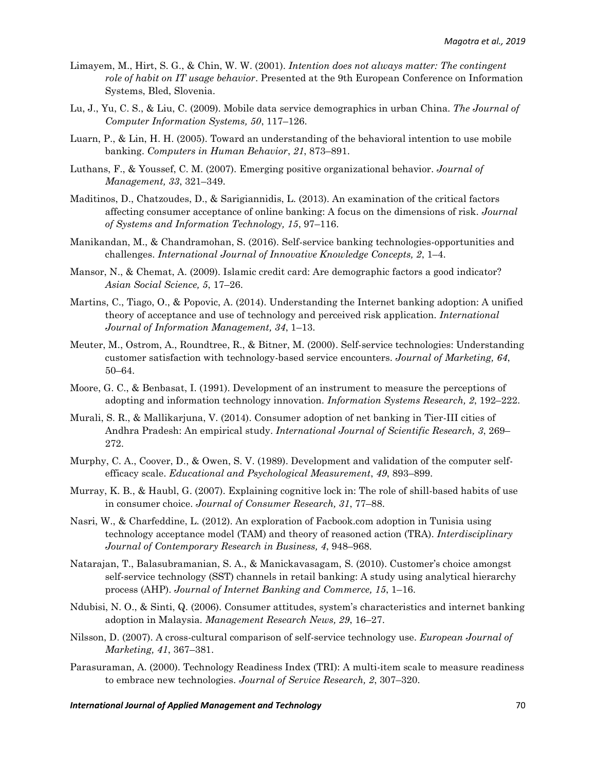Limayem, M., Hirt, S. G., & Chin, W. W. (2001). *Intention does not always matter: The contingent role of habit on IT usage behavior*. Presented at the 9th European Conference on Information Systems, Bled, Slovenia.

Lu, J., Yu, C. S., & Liu, C. (2009). Mobile data service demographics in urban China. *The Journal of Computer Information Systems, 50*, 117–126.

Luarn, P., & Lin, H. H. (2005). Toward an understanding of the behavioral intention to use mobile banking. *Computers in Human Behavior*, *21*, 873–891.

Luthans, F., & Youssef, C. M. (2007). Emerging positive organizational behavior. *Journal of Management, 33*, 321–349.

Maditinos, D., Chatzoudes, D., & Sarigiannidis, L. (2013). An examination of the critical factors affecting consumer acceptance of online banking: A focus on the dimensions of risk. *Journal of Systems and Information Technology, 15*, 97–116.

Manikandan, M., & Chandramohan, S. (2016). Self-service banking technologies-opportunities and challenges. *International Journal of Innovative Knowledge Concepts, 2*, 1–4.

Mansor, N., & Chemat, A. (2009). Islamic credit card: Are demographic factors a good indicator? *Asian Social Science, 5*, 17–26.

Martins, C., Tiago, O., & Popovic, A. (2014). Understanding the Internet banking adoption: A unified theory of acceptance and use of technology and perceived risk application. *International Journal of Information Management, 34*, 1–13.

Meuter, M., Ostrom, A., Roundtree, R., & Bitner, M. (2000). Self-service technologies: Understanding customer satisfaction with technology-based service encounters. *Journal of Marketing, 64*, 50–64.

Moore, G. C., & Benbasat, I. (1991). Development of an instrument to measure the perceptions of adopting and information technology innovation. *Information Systems Research, 2*, 192–222.

Murali, S. R., & Mallikarjuna, V. (2014). Consumer adoption of net banking in Tier-III cities of Andhra Pradesh: An empirical study. *International Journal of Scientific Research, 3*, 269–272.

Murphy, C. A., Coover, D., & Owen, S. V. (1989). Development and validation of the computer self-efficacy scale. *Educational and Psychological Measurement*, *49*, 893–899.

Murray, K. B., & Haubl, G. (2007). Explaining cognitive lock in: The role of shill-based habits of use in consumer choice. *Journal of Consumer Research, 31*, 77–88.

Nasri, W., & Charfeddine, L. (2012). An exploration of Facbook.com adoption in Tunisia using technology acceptance model (TAM) and theory of reasoned action (TRA). *Interdisciplinary Journal of Contemporary Research in Business, 4*, 948–968.

Natarajan, T., Balasubramanian, S. A., & Manickavasagam, S. (2010). Customer's choice amongst self-service technology (SST) channels in retail banking: A study using analytical hierarchy process (AHP). *Journal of Internet Banking and Commerce, 15*, 1–16.

Ndubisi, N. O., & Sinti, Q. (2006). Consumer attitudes, system's characteristics and internet banking adoption in Malaysia. *Management Research News, 29*, 16–27.

Nilsson, D. (2007). A cross-cultural comparison of self-service technology use. *European Journal of Marketing, 41*, 367–381.

Parasuraman, A. (2000). Technology Readiness Index (TRI): A multi-item scale to measure readiness to embrace new technologies. *Journal of Service Research, 2*, 307–320.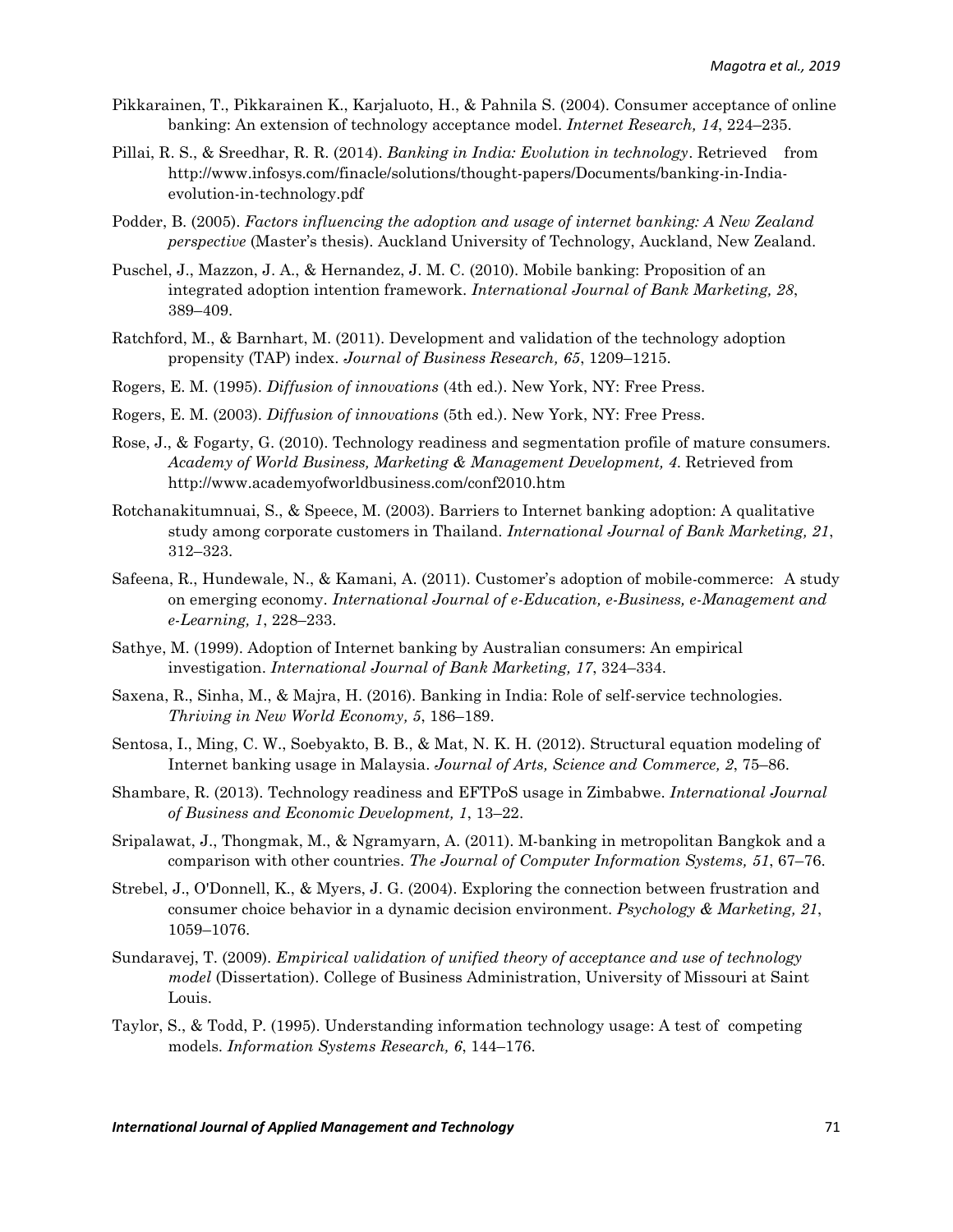Pikkarainen, T., Pikkarainen K., Karjaluoto, H., & Pahnila S. (2004). Consumer acceptance of online banking: An extension of technology acceptance model. *Internet Research, 14*, 224–235.

Pillai, R. S., & Sreedhar, R. R. (2014). *Banking in India: Evolution in technology*. Retrieved from http://www.infosys.com/finacle/solutions/thought-papers/Documents/banking-in-India-evolution-in-technology.pdf

Podder, B. (2005). *Factors influencing the adoption and usage of internet banking: A New Zealand perspective* (Master's thesis). Auckland University of Technology, Auckland, New Zealand.

Puschel, J., Mazzon, J. A., & Hernandez, J. M. C. (2010). Mobile banking: Proposition of an integrated adoption intention framework. *International Journal of Bank Marketing, 28*, 389–409.

Ratchford, M., & Barnhart, M. (2011). Development and validation of the technology adoption propensity (TAP) index. *Journal of Business Research, 65*, 1209–1215.

Rogers, E. M. (1995). *Diffusion of innovations* (4th ed.). New York, NY: Free Press.

Rogers, E. M. (2003). *Diffusion of innovations* (5th ed.). New York, NY: Free Press.

Rose, J., & Fogarty, G. (2010). Technology readiness and segmentation profile of mature consumers. *Academy of World Business, Marketing & Management Development, 4*. Retrieved from http://www.academyofworldbusiness.com/conf2010.htm

Rotchanakitumnuai, S., & Speece, M. (2003). Barriers to Internet banking adoption: A qualitative study among corporate customers in Thailand. *International Journal of Bank Marketing, 21*, 312–323.

Safeena, R., Hundewale, N., & Kamani, A. (2011). Customer's adoption of mobile-commerce: A study on emerging economy. *International Journal of e-Education, e-Business, e-Management and e-Learning, 1*, 228–233.

Sathye, M. (1999). Adoption of Internet banking by Australian consumers: An empirical investigation. *International Journal of Bank Marketing, 17*, 324–334.

Saxena, R., Sinha, M., & Majra, H. (2016). Banking in India: Role of self-service technologies. *Thriving in New World Economy, 5*, 186–189.

Sentosa, I., Ming, C. W., Soebyakto, B. B., & Mat, N. K. H. (2012). Structural equation modeling of Internet banking usage in Malaysia. *Journal of Arts, Science and Commerce, 2*, 75–86.

Shambare, R. (2013). Technology readiness and EFTPoS usage in Zimbabwe. *International Journal of Business and Economic Development, 1*, 13–22.

Sripalawat, J., Thongmak, M., & Ngramyarn, A. (2011). M-banking in metropolitan Bangkok and a comparison with other countries. *The Journal of Computer Information Systems, 51*, 67–76.

Strebel, J., O'Donnell, K., & Myers, J. G. (2004). Exploring the connection between frustration and consumer choice behavior in a dynamic decision environment. *Psychology & Marketing, 21*, 1059–1076.

Sundaravej, T. (2009). *Empirical validation of unified theory of acceptance and use of technology model* (Dissertation). College of Business Administration, University of Missouri at Saint Louis.

Taylor, S., & Todd, P. (1995). Understanding information technology usage: A test of competing models. *Information Systems Research, 6*, 144–176.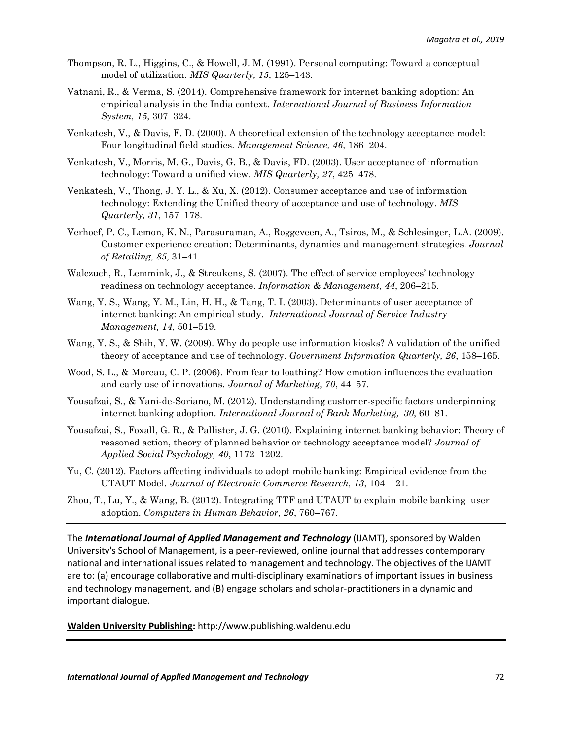Thompson, R. L., Higgins, C., & Howell, J. M. (1991). Personal computing: Toward a conceptual model of utilization. *MIS Quarterly, 15*, 125–143.

Vatnani, R., & Verma, S. (2014). Comprehensive framework for internet banking adoption: An empirical analysis in the India context. *International Journal of Business Information System, 15*, 307–324.

Venkatesh, V., & Davis, F. D. (2000). A theoretical extension of the technology acceptance model: Four longitudinal field studies. *Management Science, 46*, 186–204.

Venkatesh, V., Morris, M. G., Davis, G. B., & Davis, FD. (2003). User acceptance of information technology: Toward a unified view. *MIS Quarterly, 27*, 425–478.

Venkatesh, V., Thong, J. Y. L., & Xu, X. (2012). Consumer acceptance and use of information technology: Extending the Unified theory of acceptance and use of technology. *MIS Quarterly, 31*, 157–178.

Verhoef, P. C., Lemon, K. N., Parasuraman, A., Roggeveen, A., Tsiros, M., & Schlesinger, L.A. (2009). Customer experience creation: Determinants, dynamics and management strategies. *Journal of Retailing, 85*, 31–41.

Walczuch, R., Lemmink, J., & Streukens, S. (2007). The effect of service employees' technology readiness on technology acceptance. *Information & Management, 44*, 206–215.

Wang, Y. S., Wang, Y. M., Lin, H. H., & Tang, T. I. (2003). Determinants of user acceptance of internet banking: An empirical study. *International Journal of Service Industry Management, 14*, 501–519.

Wang, Y. S., & Shih, Y. W. (2009). Why do people use information kiosks? A validation of the unified theory of acceptance and use of technology. *Government Information Quarterly, 26*, 158–165.

Wood, S. L., & Moreau, C. P. (2006). From fear to loathing? How emotion influences the evaluation and early use of innovations. *Journal of Marketing, 70*, 44–57.

Yousafzai, S., & Yani-de-Soriano, M. (2012). Understanding customer-specific factors underpinning internet banking adoption. *International Journal of Bank Marketing, 30*, 60–81.

Yousafzai, S., Foxall, G. R., & Pallister, J. G. (2010). Explaining internet banking behavior: Theory of reasoned action, theory of planned behavior or technology acceptance model? *Journal of Applied Social Psychology, 40*, 1172–1202.

Yu, C. (2012). Factors affecting individuals to adopt mobile banking: Empirical evidence from the UTAUT Model. *Journal of Electronic Commerce Research, 13*, 104–121.

Zhou, T., Lu, Y., & Wang, B. (2012). Integrating TTF and UTAUT to explain mobile banking user adoption. *Computers in Human Behavior, 26*, 760–767.

---

The ***International Journal of Applied Management and Technology*** (IJAMT), sponsored by Walden University's School of Management, is a peer-reviewed, online journal that addresses contemporary national and international issues related to management and technology. The objectives of the IJAMT are to: (a) encourage collaborative and multi-disciplinary examinations of important issues in business and technology management, and (B) engage scholars and scholar-practitioners in a dynamic and important dialogue.

**Walden University Publishing:** http://www.publishing.waldenu.edu